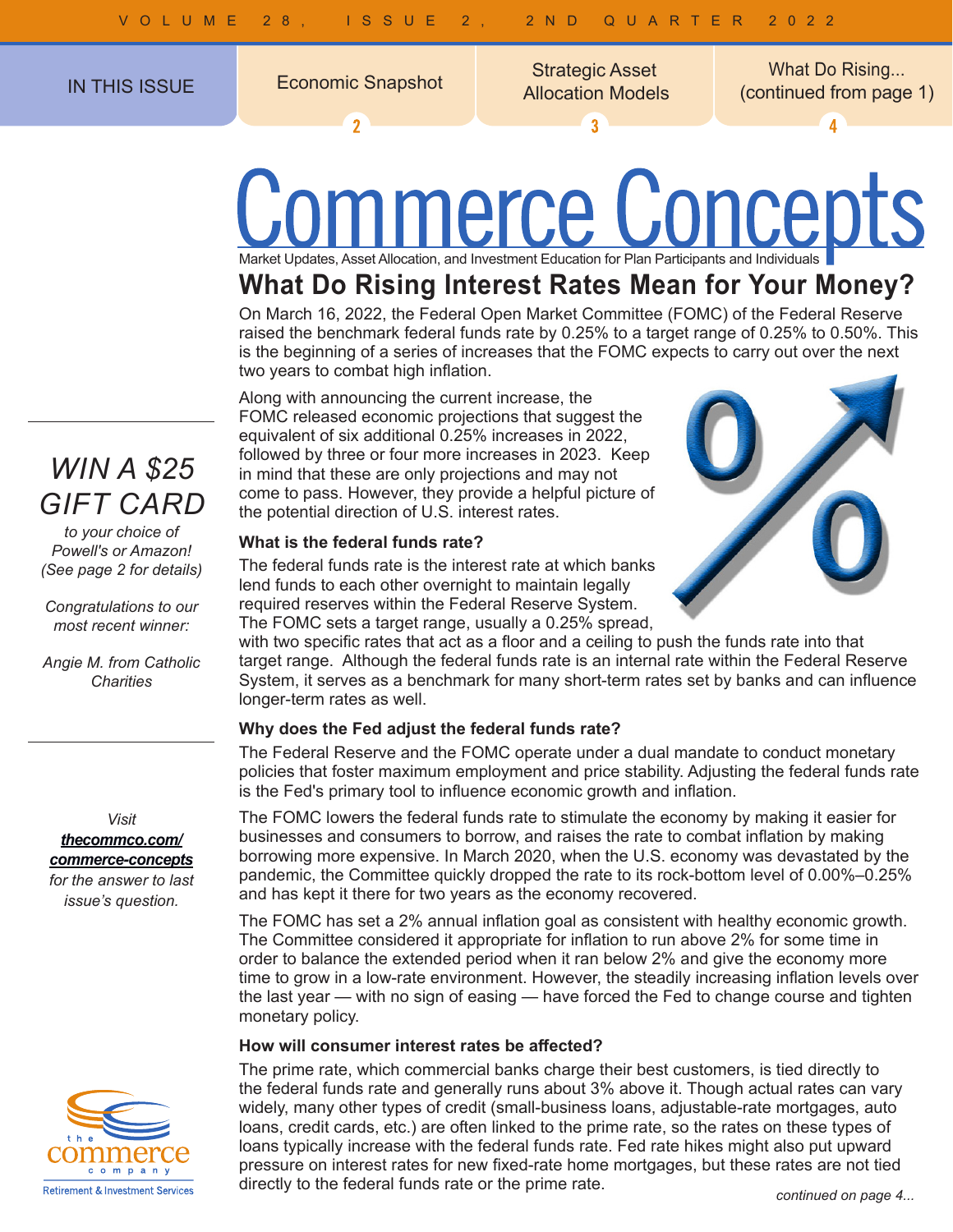IN THIS ISSUE

- Economic Snapshot — 2
- Strategic Asset Allocation Models — 3
- What Do Rising... (continued from page 1) — 4

# Commerce Concepts

Market Updates, Asset Allocation, and Investment Education for Plan Participants and Individuals

## What Do Rising Interest Rates Mean for Your Money?

On March 16, 2022, the Federal Open Market Committee (FOMC) of the Federal Reserve raised the benchmark federal funds rate by 0.25% to a target range of 0.25% to 0.50%. This is the beginning of a series of increases that the FOMC expects to carry out over the next two years to combat high inflation.

Along with announcing the current increase, the FOMC released economic projections that suggest the equivalent of six additional 0.25% increases in 2022, followed by three or four more increases in 2023. Keep in mind that these are only projections and may not come to pass. However, they provide a helpful picture of the potential direction of U.S. interest rates.

### What is the federal funds rate?

The federal funds rate is the interest rate at which banks lend funds to each other overnight to maintain legally required reserves within the Federal Reserve System. The FOMC sets a target range, usually a 0.25% spread, with two specific rates that act as a floor and a ceiling to push the funds rate into that target range. Although the federal funds rate is an internal rate within the Federal Reserve System, it serves as a benchmark for many short-term rates set by banks and can influence longer-term rates as well.

### Why does the Fed adjust the federal funds rate?

The Federal Reserve and the FOMC operate under a dual mandate to conduct monetary policies that foster maximum employment and price stability. Adjusting the federal funds rate is the Fed's primary tool to influence economic growth and inflation.

The FOMC lowers the federal funds rate to stimulate the economy by making it easier for businesses and consumers to borrow, and raises the rate to combat inflation by making borrowing more expensive. In March 2020, when the U.S. economy was devastated by the pandemic, the Committee quickly dropped the rate to its rock-bottom level of 0.00%–0.25% and has kept it there for two years as the economy recovered.

The FOMC has set a 2% annual inflation goal as consistent with healthy economic growth. The Committee considered it appropriate for inflation to run above 2% for some time in order to balance the extended period when it ran below 2% and give the economy more time to grow in a low-rate environment. However, the steadily increasing inflation levels over the last year — with no sign of easing — have forced the Fed to change course and tighten monetary policy.

### How will consumer interest rates be affected?

The prime rate, which commercial banks charge their best customers, is tied directly to the federal funds rate and generally runs about 3% above it. Though actual rates can vary widely, many other types of credit (small-business loans, adjustable-rate mortgages, auto loans, credit cards, etc.) are often linked to the prime rate, so the rates on these types of loans typically increase with the federal funds rate. Fed rate hikes might also put upward pressure on interest rates for new fixed-rate home mortgages, but these rates are not tied directly to the federal funds rate or the prime rate.

*continued on page 4...*

---

*WIN A $25 GIFT CARD*

*to your choice of Powell's or Amazon! (See page 2 for details)*

*Congratulations to our most recent winner:*

*Angie M. from Catholic Charities*

*Visit* ***thecommco.com/commerce-concepts*** *for the answer to last issue's question.*

the commerce company
Retirement & Investment Services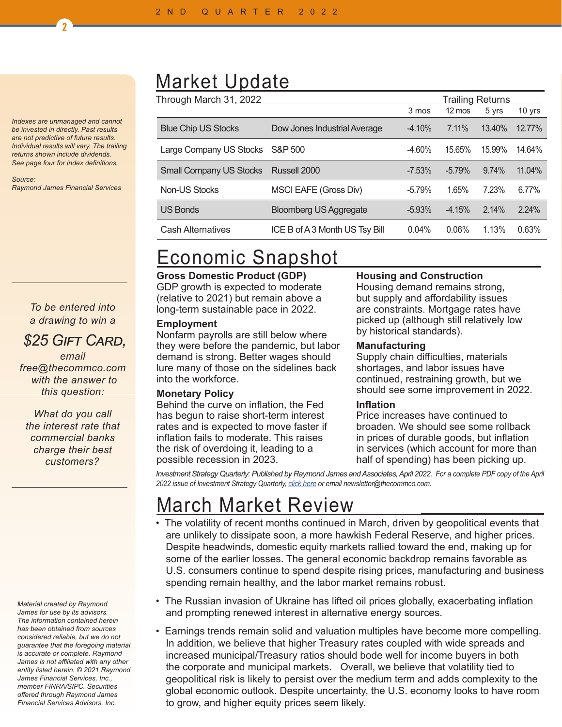## Market Update

| Through March 31, 2022 | | Trailing Returns | | | |
|---|---|---|---|---|---|
| | | 3 mos | 12 mos | 5 yrs | 10 yrs |
| Blue Chip US Stocks | Dow Jones Industrial Average | -4.10% | 7.11% | 13.40% | 12.77% |
| Large Company US Stocks | S&P 500 | -4.60% | 15.65% | 15.99% | 14.64% |
| Small Company US Stocks | Russell 2000 | -7.53% | -5.79% | 9.74% | 11.04% |
| Non-US Stocks | MSCI EAFE (Gross Div) | -5.79% | 1.65% | 7.23% | 6.77% |
| US Bonds | Bloomberg US Aggregate | -5.93% | -4.15% | 2.14% | 2.24% |
| Cash Alternatives | ICE B of A 3 Month US Tsy Bill | 0.04% | 0.06% | 1.13% | 0.63% |

*Indexes are unmanaged and cannot be invested in directly. Past results are not predictive of future results. Individual results will vary. The trailing returns shown include dividends. See page four for index definitions.*

*Source: Raymond James Financial Services*

## Economic Snapshot

**Gross Domestic Product (GDP)**
GDP growth is expected to moderate (relative to 2021) but remain above a long-term sustainable pace in 2022.

**Employment**
Nonfarm payrolls are still below where they were before the pandemic, but labor demand is strong. Better wages should lure many of those on the sidelines back into the workforce.

**Monetary Policy**
Behind the curve on inflation, the Fed has begun to raise short-term interest rates and is expected to move faster if inflation fails to moderate. This raises the risk of overdoing it, leading to a possible recession in 2023.

**Housing and Construction**
Housing demand remains strong, but supply and affordability issues are constraints. Mortgage rates have picked up (although still relatively low by historical standards).

**Manufacturing**
Supply chain difficulties, materials shortages, and labor issues have continued, restraining growth, but we should see some improvement in 2022.

**Inflation**
Price increases have continued to broaden. We should see some rollback in prices of durable goods, but inflation in services (which account for more than half of spending) has been picking up.

*Investment Strategy Quarterly: Published by Raymond James and Associates, April 2022. For a complete PDF copy of the April 2022 issue of Investment Strategy Quarterly, click here or email newsletter@thecommco.com.*

*To be entered into a drawing to win a* ***$25 Gift Card,*** *email free@thecommco.com with the answer to this question:*

*What do you call the interest rate that commercial banks charge their best customers?*

## March Market Review

- The volatility of recent months continued in March, driven by geopolitical events that are unlikely to dissipate soon, a more hawkish Federal Reserve, and higher prices. Despite headwinds, domestic equity markets rallied toward the end, making up for some of the earlier losses. The general economic backdrop remains favorable as U.S. consumers continue to spend despite rising prices, manufacturing and business spending remain healthy, and the labor market remains robust.
- The Russian invasion of Ukraine has lifted oil prices globally, exacerbating inflation and prompting renewed interest in alternative energy sources.
- Earnings trends remain solid and valuation multiples have become more compelling. In addition, we believe that higher Treasury rates coupled with wide spreads and increased municipal/Treasury ratios should bode well for income buyers in both the corporate and municipal markets. Overall, we believe that volatility tied to geopolitical risk is likely to persist over the medium term and adds complexity to the global economic outlook. Despite uncertainty, the U.S. economy looks to have room to grow, and higher equity prices seem likely.

*Material created by Raymond James for use by its advisors. The information contained herein has been obtained from sources considered reliable, but we do not guarantee that the foregoing material is accurate or complete. Raymond James is not affiliated with any other entity listed herein. © 2021 Raymond James Financial Services, Inc., member FINRA/SIPC. Securities offered through Raymond James Financial Services Advisors, Inc.*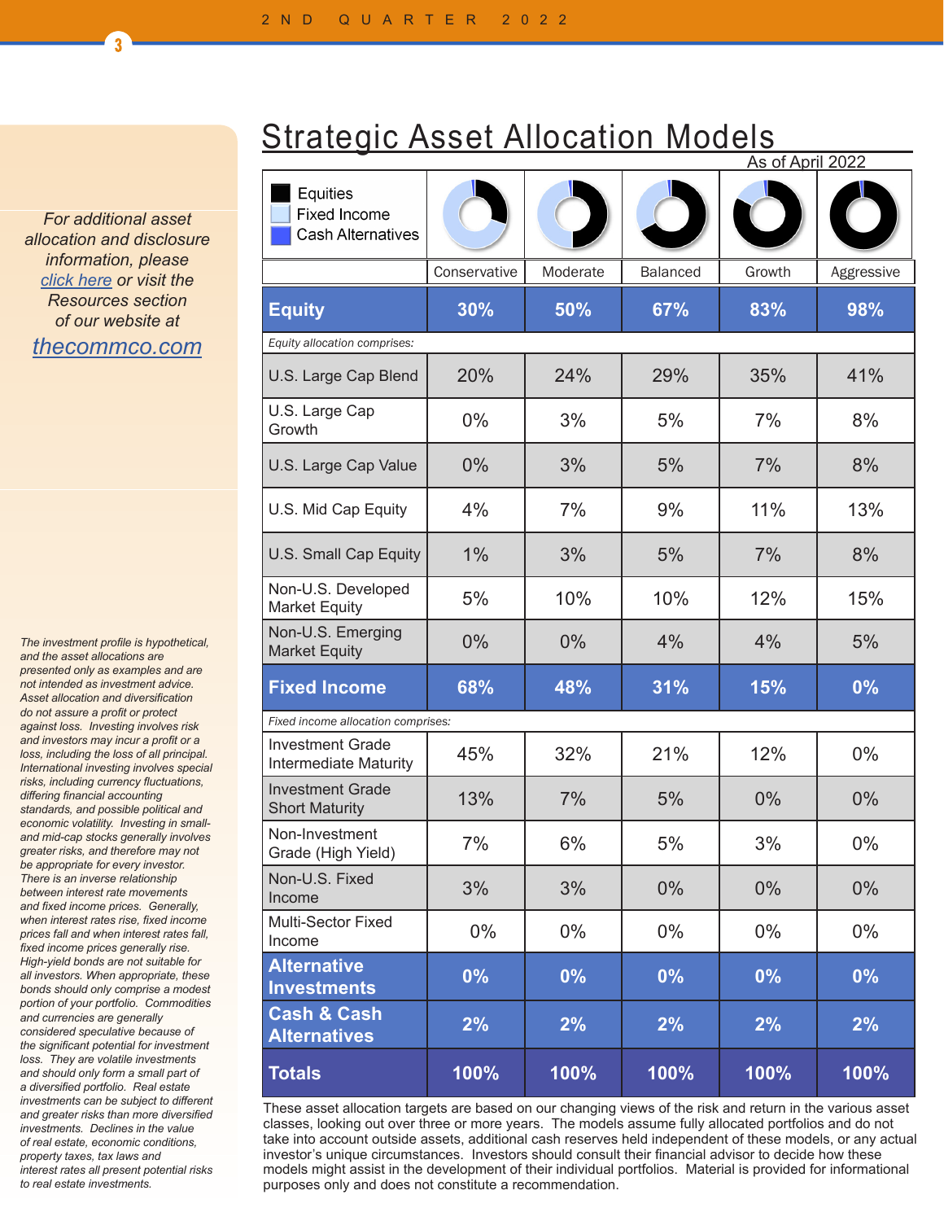## Strategic Asset Allocation Models

As of April 2022

*For additional asset allocation and disclosure information, please click here or visit the Resources section of our website at* thecommco.com

Legend: Equities, Fixed Income, Cash Alternatives

| | Conservative | Moderate | Balanced | Growth | Aggressive |
|---|---|---|---|---|---|
| **Equity** | **30%** | **50%** | **67%** | **83%** | **98%** |
| *Equity allocation comprises:* | | | | | |
| U.S. Large Cap Blend | 20% | 24% | 29% | 35% | 41% |
| U.S. Large Cap Growth | 0% | 3% | 5% | 7% | 8% |
| U.S. Large Cap Value | 0% | 3% | 5% | 7% | 8% |
| U.S. Mid Cap Equity | 4% | 7% | 9% | 11% | 13% |
| U.S. Small Cap Equity | 1% | 3% | 5% | 7% | 8% |
| Non-U.S. Developed Market Equity | 5% | 10% | 10% | 12% | 15% |
| Non-U.S. Emerging Market Equity | 0% | 0% | 4% | 4% | 5% |
| **Fixed Income** | **68%** | **48%** | **31%** | **15%** | **0%** |
| *Fixed income allocation comprises:* | | | | | |
| Investment Grade Intermediate Maturity | 45% | 32% | 21% | 12% | 0% |
| Investment Grade Short Maturity | 13% | 7% | 5% | 0% | 0% |
| Non-Investment Grade (High Yield) | 7% | 6% | 5% | 3% | 0% |
| Non-U.S. Fixed Income | 3% | 3% | 0% | 0% | 0% |
| Multi-Sector Fixed Income | 0% | 0% | 0% | 0% | 0% |
| **Alternative Investments** | **0%** | **0%** | **0%** | **0%** | **0%** |
| **Cash & Cash Alternatives** | **2%** | **2%** | **2%** | **2%** | **2%** |
| **Totals** | **100%** | **100%** | **100%** | **100%** | **100%** |

These asset allocation targets are based on our changing views of the risk and return in the various asset classes, looking out over three or more years. The models assume fully allocated portfolios and do not take into account outside assets, additional cash reserves held independent of these models, or any actual investor's unique circumstances. Investors should consult their financial advisor to decide how these models might assist in the development of their individual portfolios. Material is provided for informational purposes only and does not constitute a recommendation.

*The investment profile is hypothetical, and the asset allocations are presented only as examples and are not intended as investment advice. Asset allocation and diversification do not assure a profit or protect against loss. Investing involves risk and investors may incur a profit or a loss, including the loss of all principal. International investing involves special risks, including currency fluctuations, differing financial accounting standards, and possible political and economic volatility. Investing in small- and mid-cap stocks generally involves greater risks, and therefore may not be appropriate for every investor. There is an inverse relationship between interest rate movements and fixed income prices. Generally, when interest rates rise, fixed income prices fall and when interest rates fall, fixed income prices generally rise. High-yield bonds are not suitable for all investors. When appropriate, these bonds should only comprise a modest portion of your portfolio. Commodities and currencies are generally considered speculative because of the significant potential for investment loss. They are volatile investments and should only form a small part of a diversified portfolio. Real estate investments can be subject to different and greater risks than more diversified investments. Declines in the value of real estate, economic conditions, property taxes, tax laws and interest rates all present potential risks to real estate investments.*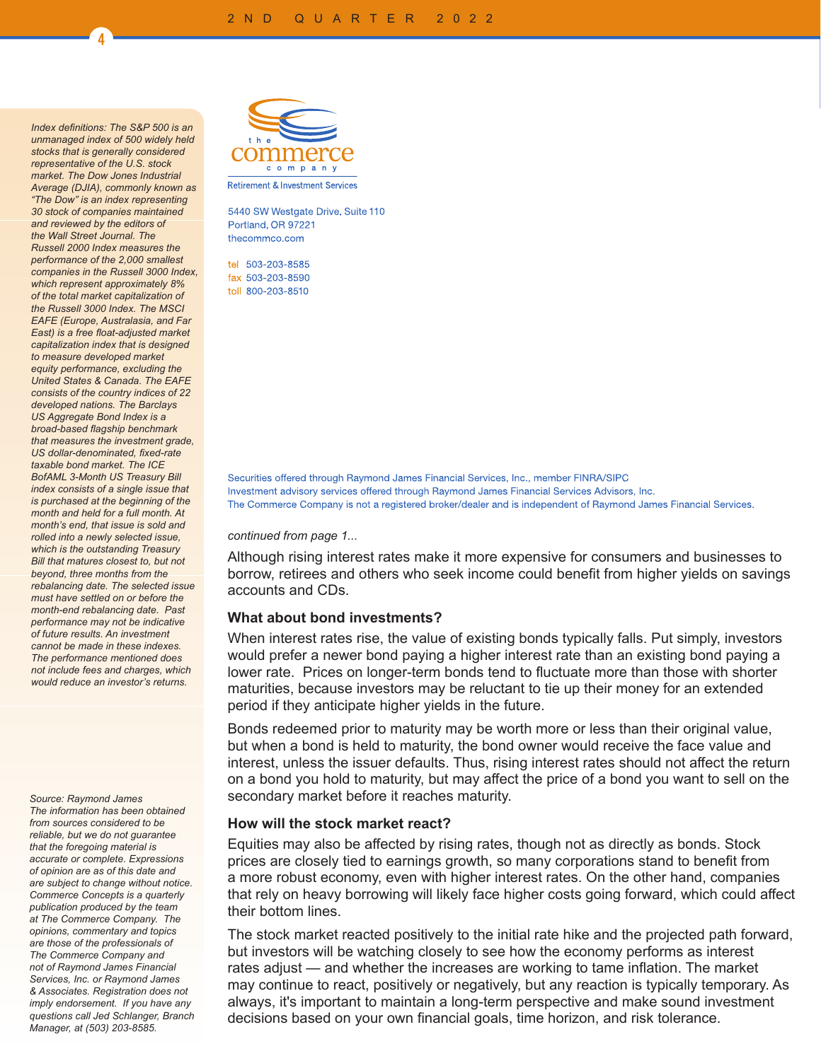*Index definitions: The S&P 500 is an unmanaged index of 500 widely held stocks that is generally considered representative of the U.S. stock market. The Dow Jones Industrial Average (DJIA), commonly known as "The Dow" is an index representing 30 stock of companies maintained and reviewed by the editors of the Wall Street Journal. The Russell 2000 Index measures the performance of the 2,000 smallest companies in the Russell 3000 Index, which represent approximately 8% of the total market capitalization of the Russell 3000 Index. The MSCI EAFE (Europe, Australasia, and Far East) is a free float-adjusted market capitalization index that is designed to measure developed market equity performance, excluding the United States & Canada. The EAFE consists of the country indices of 22 developed nations. The Barclays US Aggregate Bond Index is a broad-based flagship benchmark that measures the investment grade, US dollar-denominated, fixed-rate taxable bond market. The ICE BofAML 3-Month US Treasury Bill index consists of a single issue that is purchased at the beginning of the month and held for a full month. At month's end, that issue is sold and rolled into a newly selected issue, which is the outstanding Treasury Bill that matures closest to, but not beyond, three months from the rebalancing date. The selected issue must have settled on or before the month-end rebalancing date. Past performance may not be indicative of future results. An investment cannot be made in these indexes. The performance mentioned does not include fees and charges, which would reduce an investor's returns.*

*Source: Raymond James*
*The information has been obtained from sources considered to be reliable, but we do not guarantee that the foregoing material is accurate or complete. Expressions of opinion are as of this date and are subject to change without notice. Commerce Concepts is a quarterly publication produced by the team at The Commerce Company. The opinions, commentary and topics are those of the professionals of The Commerce Company and not of Raymond James Financial Services, Inc. or Raymond James & Associates. Registration does not imply endorsement. If you have any questions call Jed Schlanger, Branch Manager, at (503) 203-8585.*

the commerce company
Retirement & Investment Services

5440 SW Westgate Drive, Suite 110
Portland, OR 97221
thecommco.com

tel 503-203-8585
fax 503-203-8590
toll 800-203-8510

Securities offered through Raymond James Financial Services, Inc., member FINRA/SIPC
Investment advisory services offered through Raymond James Financial Services Advisors, Inc.
The Commerce Company is not a registered broker/dealer and is independent of Raymond James Financial Services.

*continued from page 1...*

Although rising interest rates make it more expensive for consumers and businesses to borrow, retirees and others who seek income could benefit from higher yields on savings accounts and CDs.

### What about bond investments?

When interest rates rise, the value of existing bonds typically falls. Put simply, investors would prefer a newer bond paying a higher interest rate than an existing bond paying a lower rate. Prices on longer-term bonds tend to fluctuate more than those with shorter maturities, because investors may be reluctant to tie up their money for an extended period if they anticipate higher yields in the future.

Bonds redeemed prior to maturity may be worth more or less than their original value, but when a bond is held to maturity, the bond owner would receive the face value and interest, unless the issuer defaults. Thus, rising interest rates should not affect the return on a bond you hold to maturity, but may affect the price of a bond you want to sell on the secondary market before it reaches maturity.

### How will the stock market react?

Equities may also be affected by rising rates, though not as directly as bonds. Stock prices are closely tied to earnings growth, so many corporations stand to benefit from a more robust economy, even with higher interest rates. On the other hand, companies that rely on heavy borrowing will likely face higher costs going forward, which could affect their bottom lines.

The stock market reacted positively to the initial rate hike and the projected path forward, but investors will be watching closely to see how the economy performs as interest rates adjust — and whether the increases are working to tame inflation. The market may continue to react, positively or negatively, but any reaction is typically temporary. As always, it's important to maintain a long-term perspective and make sound investment decisions based on your own financial goals, time horizon, and risk tolerance.